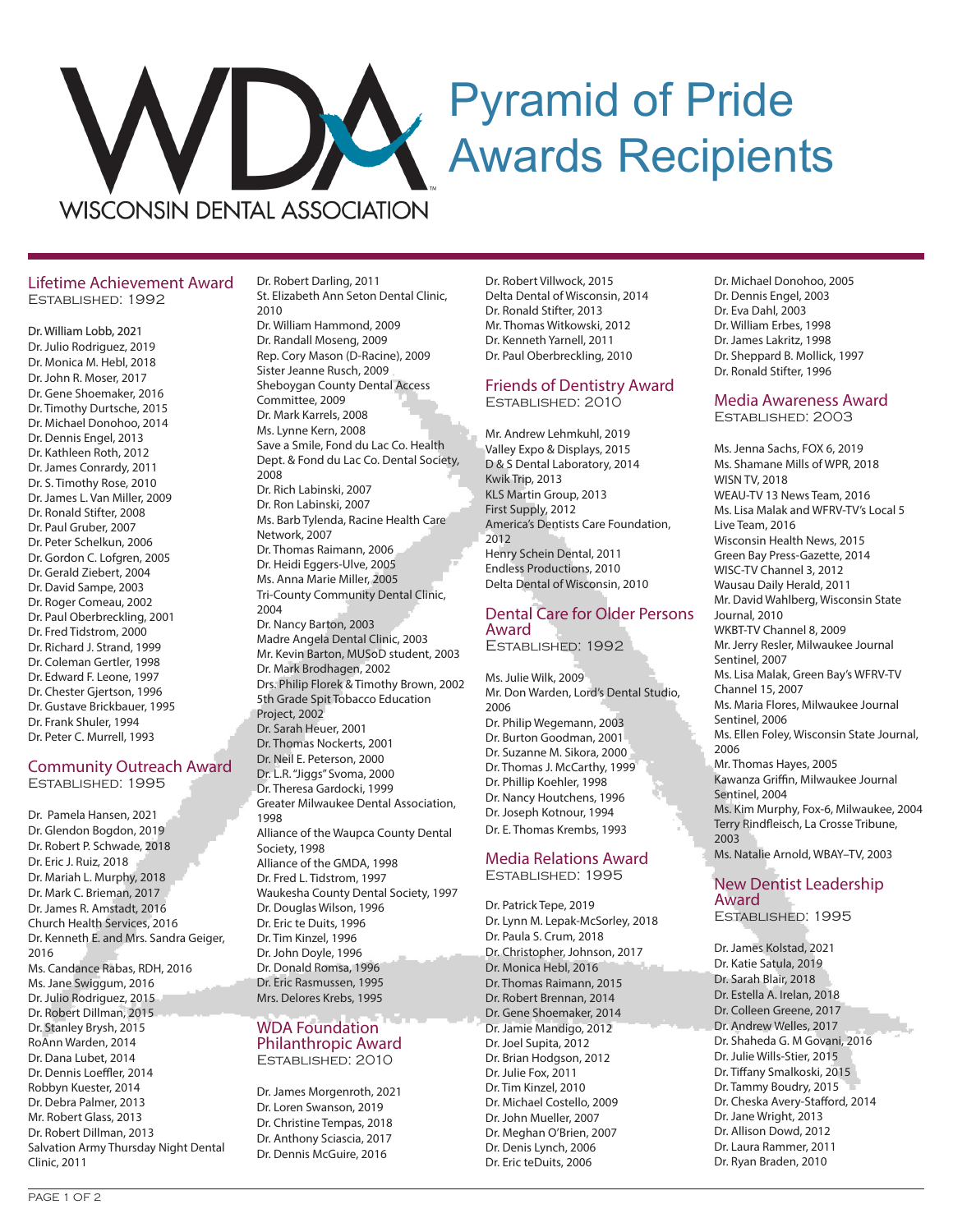WISCONSIN DENTAL ASSOCIATION

# Pyramid of Pride Awards Recipients

## Lifetime Achievement Award
ESTABLISHED: 1992

Dr. William Lobb, 2021
Dr. Julio Rodriguez, 2019
Dr. Monica M. Hebl, 2018
Dr. John R. Moser, 2017
Dr. Gene Shoemaker, 2016
Dr. Timothy Durtsche, 2015
Dr. Michael Donohoo, 2014
Dr. Dennis Engel, 2013
Dr. Kathleen Roth, 2012
Dr. James Conrardy, 2011
Dr. S. Timothy Rose, 2010
Dr. James L. Van Miller, 2009
Dr. Ronald Stifter, 2008
Dr. Paul Gruber, 2007
Dr. Peter Schelkun, 2006
Dr. Gordon C. Lofgren, 2005
Dr. Gerald Ziebert, 2004
Dr. David Sampe, 2003
Dr. Roger Comeau, 2002
Dr. Paul Oberbreckling, 2001
Dr. Fred Tidstrom, 2000
Dr. Richard J. Strand, 1999
Dr. Coleman Gertler, 1998
Dr. Edward F. Leone, 1997
Dr. Chester Gjertson, 1996
Dr. Gustave Brickbauer, 1995
Dr. Frank Shuler, 1994
Dr. Peter C. Murrell, 1993

## Community Outreach Award
ESTABLISHED: 1995

Dr. Pamela Hansen, 2021
Dr. Glendon Bogdon, 2019
Dr. Robert P. Schwade, 2018
Dr. Eric J. Ruiz, 2018
Dr. Mariah L. Murphy, 2018
Dr. Mark C. Brieman, 2017
Dr. James R. Amstadt, 2016
Church Health Services, 2016
Dr. Kenneth E. and Mrs. Sandra Geiger, 2016
Ms. Candance Rabas, RDH, 2016
Ms. Jane Swiggum, 2016
Dr. Julio Rodriguez, 2015
Dr. Robert Dillman, 2015
Dr. Stanley Brysh, 2015
RoAnn Warden, 2014
Dr. Dana Lubet, 2014
Dr. Dennis Loeffler, 2014
Robbyn Kuester, 2014
Dr. Debra Palmer, 2013
Mr. Robert Glass, 2013
Dr. Robert Dillman, 2013
Salvation Army Thursday Night Dental Clinic, 2011
Dr. Robert Darling, 2011
St. Elizabeth Ann Seton Dental Clinic, 2010
Dr. William Hammond, 2009
Dr. Randall Moseng, 2009
Rep. Cory Mason (D-Racine), 2009
Sister Jeanne Rusch, 2009
Sheboygan County Dental Access Committee, 2009
Dr. Mark Karrels, 2008
Ms. Lynne Kern, 2008
Save a Smile, Fond du Lac Co. Health Dept. & Fond du Lac Co. Dental Society, 2008
Dr. Rich Labinski, 2007
Dr. Ron Labinski, 2007
Ms. Barb Tylenda, Racine Health Care Network, 2007
Dr. Thomas Raimann, 2006
Dr. Heidi Eggers-Ulve, 2005
Ms. Anna Marie Miller, 2005
Tri-County Community Dental Clinic, 2004
Dr. Nancy Barton, 2003
Madre Angela Dental Clinic, 2003
Mr. Kevin Barton, MUSoD student, 2003
Dr. Mark Brodhagen, 2002
Drs. Philip Florek & Timothy Brown, 2002
5th Grade Spit Tobacco Education Project, 2002
Dr. Sarah Heuer, 2001
Dr. Thomas Nockerts, 2001
Dr. Neil E. Peterson, 2000
Dr. L.R. "Jiggs" Svoma, 2000
Dr. Theresa Gardocki, 1999
Greater Milwaukee Dental Association, 1998
Alliance of the Waupca County Dental Society, 1998
Alliance of the GMDA, 1998
Dr. Fred L. Tidstrom, 1997
Waukesha County Dental Society, 1997
Dr. Douglas Wilson, 1996
Dr. Eric te Duits, 1996
Dr. Tim Kinzel, 1996
Dr. John Doyle, 1996
Dr. Donald Romsa, 1996
Dr. Eric Rasmussen, 1995
Mrs. Delores Krebs, 1995

## WDA Foundation Philanthropic Award
ESTABLISHED: 2010

Dr. James Morgenroth, 2021
Dr. Loren Swanson, 2019
Dr. Christine Tempas, 2018
Dr. Anthony Sciascia, 2017
Dr. Dennis McGuire, 2016
Dr. Robert Villwock, 2015
Delta Dental of Wisconsin, 2014
Dr. Ronald Stifter, 2013
Mr. Thomas Witkowski, 2012
Dr. Kenneth Yarnell, 2011
Dr. Paul Oberbreckling, 2010

## Friends of Dentistry Award
ESTABLISHED: 2010

Mr. Andrew Lehmkuhl, 2019
Valley Expo & Displays, 2015
D & S Dental Laboratory, 2014
Kwik Trip, 2013
KLS Martin Group, 2013
First Supply, 2012
America's Dentists Care Foundation, 2012
Henry Schein Dental, 2011
Endless Productions, 2010
Delta Dental of Wisconsin, 2010

## Dental Care for Older Persons Award
ESTABLISHED: 1992

Ms. Julie Wilk, 2009
Mr. Don Warden, Lord's Dental Studio, 2006
Dr. Philip Wegemann, 2003
Dr. Burton Goodman, 2001
Dr. Suzanne M. Sikora, 2000
Dr. Thomas J. McCarthy, 1999
Dr. Phillip Koehler, 1998
Dr. Nancy Houtchens, 1996
Dr. Joseph Kotnour, 1994
Dr. E. Thomas Krembs, 1993

## Media Relations Award
ESTABLISHED: 1995

Dr. Patrick Tepe, 2019
Dr. Lynn M. Lepak-McSorley, 2018
Dr. Paula S. Crum, 2018
Dr. Christopher, Johnson, 2017
Dr. Monica Hebl, 2016
Dr. Thomas Raimann, 2015
Dr. Robert Brennan, 2014
Dr. Gene Shoemaker, 2014
Dr. Jamie Mandigo, 2012
Dr. Joel Supita, 2012
Dr. Brian Hodgson, 2012
Dr. Julie Fox, 2011
Dr. Tim Kinzel, 2010
Dr. Michael Costello, 2009
Dr. John Mueller, 2007
Dr. Meghan O'Brien, 2007
Dr. Denis Lynch, 2006
Dr. Eric teDuits, 2006
Dr. Michael Donohoo, 2005
Dr. Dennis Engel, 2003
Dr. Eva Dahl, 2003
Dr. William Erbes, 1998
Dr. James Lakritz, 1998
Dr. Sheppard B. Mollick, 1997
Dr. Ronald Stifter, 1996

## Media Awareness Award
ESTABLISHED: 2003

Ms. Jenna Sachs, FOX 6, 2019
Ms. Shamane Mills of WPR, 2018
WISN TV, 2018
WEAU-TV 13 News Team, 2016
Ms. Lisa Malak and WFRV-TV's Local 5 Live Team, 2016
Wisconsin Health News, 2015
Green Bay Press-Gazette, 2014
WISC-TV Channel 3, 2012
Wausau Daily Herald, 2011
Mr. David Wahlberg, Wisconsin State Journal, 2010
WKBT-TV Channel 8, 2009
Mr. Jerry Resler, Milwaukee Journal Sentinel, 2007
Ms. Lisa Malak, Green Bay's WFRV-TV Channel 15, 2007
Ms. Maria Flores, Milwaukee Journal Sentinel, 2006
Ms. Ellen Foley, Wisconsin State Journal, 2006
Mr. Thomas Hayes, 2005
Kawanza Griffin, Milwaukee Journal Sentinel, 2004
Ms. Kim Murphy, Fox-6, Milwaukee, 2004
Terry Rindfleisch, La Crosse Tribune, 2003
Ms. Natalie Arnold, WBAY–TV, 2003

## New Dentist Leadership Award
ESTABLISHED: 1995

Dr. James Kolstad, 2021
Dr. Katie Satula, 2019
Dr. Sarah Blair, 2018
Dr. Estella A. Irelan, 2018
Dr. Colleen Greene, 2017
Dr. Andrew Welles, 2017
Dr. Shaheda G. M Govani, 2016
Dr. Julie Wills-Stier, 2015
Dr. Tiffany Smalkoski, 2015
Dr. Tammy Boudry, 2015
Dr. Cheska Avery-Stafford, 2014
Dr. Jane Wright, 2013
Dr. Allison Dowd, 2012
Dr. Laura Rammer, 2011
Dr. Ryan Braden, 2010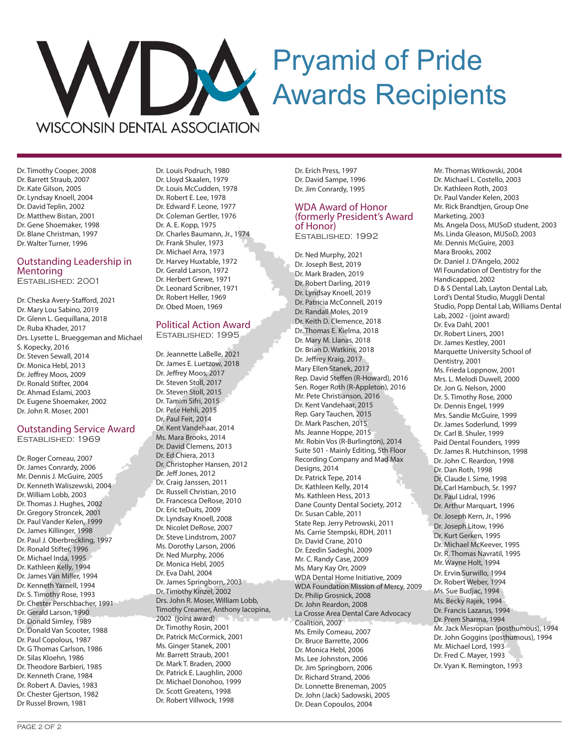# Pryamid of Pride Awards Recipients

WISCONSIN DENTAL ASSOCIATION

Dr. Timothy Cooper, 2008
Dr. Barrett Straub, 2007
Dr. Kate Gilson, 2005
Dr. Lyndsay Knoell, 2004
Dr. David Teplin, 2002
Dr. Matthew Bistan, 2001
Dr. Gene Shoemaker, 1998
Dr. Blane Christman, 1997
Dr. Walter Turner, 1996

## Outstanding Leadership in Mentoring

ESTABLISHED: 2001

Dr. Cheska Avery-Stafford, 2021
Dr. Mary Lou Sabino, 2019
Dr. Glenn L. Gequillana, 2018
Dr. Ruba Khader, 2017
Drs. Lysette L. Brueggeman and Michael S. Kopecky, 2016
Dr. Steven Sewall, 2014
Dr. Monica Hebl, 2013
Dr. Jeffrey Moos, 2009
Dr. Ronald Stifter, 2004
Dr. Ahmad Eslami, 2003
Dr. Eugene Shoemaker, 2002
Dr. John R. Moser, 2001

## Outstanding Service Award

ESTABLISHED: 1969

Dr. Roger Comeau, 2007
Dr. James Conrardy, 2006
Mr. Dennis J. McGuire, 2005
Dr. Kenneth Waliszewski, 2004
Dr. William Lobb, 2003
Dr. Thomas J. Hughes, 2002
Dr. Gregory Stroncek, 2001
Dr. Paul Vander Kelen, 1999
Dr. James Killinger, 1998
Dr. Paul J. Oberbreckling, 1997
Dr. Ronald Stifter, 1996
Dr. Michael Inda, 1995
Dr. Kathleen Kelly, 1994
Dr. James Van Miller, 1994
Dr. Kenneth Yarnell, 1994
Dr. S. Timothy Rose, 1993
Dr. Chester Perschbacher, 1991
Dr. Gerald Larson, 1990
Dr. Donald Simley, 1989
Dr. Donald Van Scooter, 1988
Dr. Paul Copolous, 1987
Dr. G Thomas Carlson, 1986
Dr. Silas Kloehn, 1986
Dr. Theodore Barbieri, 1985
Dr. Kenneth Crane, 1984
Dr. Robert A. Davies, 1983
Dr. Chester Gjertson, 1982
Dr Russel Brown, 1981
Dr. Louis Podruch, 1980
Dr. Lloyd Skaalen, 1979
Dr. Louis McCudden, 1978
Dr. Robert E. Lee, 1978
Dr. Edward F. Leone, 1977
Dr. Coleman Gertler, 1976
Dr. A. E. Kopp, 1975
Dr. Charles Baumann, Jr., 1974
Dr. Frank Shuler, 1973
Dr. Michael Arra, 1973
Dr. Harvey Huxtable, 1972
Dr. Gerald Larson, 1972
Dr. Herbert Grewe, 1971
Dr. Leonard Scribner, 1971
Dr. Robert Heller, 1969
Dr. Obed Moen, 1969

## Political Action Award

ESTABLISHED: 1995

Dr. Jeannette LaBelle, 2021
Dr. James E. Luetzow, 2018
Dr. Jeffrey Moos, 2017
Dr. Steven Stoll, 2017
Dr. Steven Stoll, 2015
Dr. Tamim Sifri, 2015
Dr. Pete Hehli, 2015
Dr. Paul Feit, 2014
Dr. Kent Vandehaar, 2014
Ms. Mara Brooks, 2014
Dr. David Clemens, 2013
Dr. Ed Chiera, 2013
Dr. Christopher Hansen, 2012
Dr. Jeff Jones, 2012
Dr. Craig Janssen, 2011
Dr. Russell Christian, 2010
Dr. Francesca DeRose, 2010
Dr. Eric teDuits, 2009
Dr. Lyndsay Knoell, 2008
Dr. Nicolet DeRose, 2007
Dr. Steve Lindstrom, 2007
Ms. Dorothy Larson, 2006
Dr. Ned Murphy, 2006
Dr. Monica Hebl, 2005
Dr. Eva Dahl, 2004
Dr. James Springborn, 2003
Dr. Timothy Kinzel, 2002
Drs. John R. Moser, William Lobb, Timothy Creamer, Anthony Iacopina, 2002 (joint award)
Dr. Timothy Rosin, 2001
Dr. Patrick McCormick, 2001
Ms. Ginger Stanek, 2001
Mr. Barrett Straub, 2001
Dr. Mark T. Braden, 2000
Dr. Patrick E. Laughlin, 2000
Dr. Michael Donohoo, 1999
Dr. Scott Greatens, 1998
Dr. Robert Villwock, 1998
Dr. Erich Press, 1997
Dr. David Sampe, 1996
Dr. Jim Conrardy, 1995

## WDA Award of Honor (formerly President's Award of Honor)

ESTABLISHED: 1992

Dr. Ned Murphy, 2021
Dr. Joseph Best, 2019
Dr. Mark Braden, 2019
Dr. Robert Darling, 2019
Dr. Lyndsay Knoell, 2019
Dr. Patricia McConnell, 2019
Dr. Randall Moles, 2019
Dr. Keith D. Clemence, 2018
Dr. Thomas E. Kielma, 2018
Dr. Mary M. Llanas, 2018
Dr. Brian D. Watkins, 2018
Dr. Jeffrey Kraig, 2017
Mary Ellen Stanek, 2017
Rep. David Steffen (R-Howard), 2016
Sen. Roger Roth (R-Appleton), 2016
Mr. Pete Christianson, 2016
Dr. Kent Vandehaar, 2015
Rep. Gary Tauchen, 2015
Dr. Mark Paschen, 2015
Ms. Jeanne Hoppe, 2015
Mr. Robin Vos (R-Burlington), 2014
Suite 501 - Mainly Editing, 5th Floor Recording Company and Mad Max Designs, 2014
Dr. Patrick Tepe, 2014
Dr. Kathleen Kelly, 2014
Ms. Kathleen Hess, 2013
Dane County Dental Society, 2012
Dr. Susan Cable, 2011
State Rep. Jerry Petrowski, 2011
Ms. Carrie Stempski, RDH, 2011
Dr. David Crane, 2010
Dr. Ezedin Sadeghi, 2009
Mr. C. Randy Case, 2009
Ms. Mary Kay Orr, 2009
WDA Dental Home Initiative, 2009
WDA Foundation Mission of Mercy, 2009
Dr. Philip Grosnick, 2008
Dr. John Reardon, 2008
La Crosse Area Dental Care Advocacy Coalition, 2007
Ms. Emily Comeau, 2007
Dr. Bruce Barrette, 2006
Dr. Monica Hebl, 2006
Ms. Lee Johnston, 2006
Dr. Jim Springborn, 2006
Dr. Richard Strand, 2006
Dr. Lonnette Breneman, 2005
Dr. John (Jack) Sadowski, 2005
Dr. Dean Copoulos, 2004
Mr. Thomas Witkowski, 2004
Dr. Michael L. Costello, 2003
Dr. Kathleen Roth, 2003
Dr. Paul Vander Kelen, 2003
Mr. Rick Brandtjen, Group One Marketing, 2003
Ms. Angela Doss, MUSoD student, 2003
Ms. Linda Gleason, MUSoD, 2003
Mr. Dennis McGuire, 2003
Mara Brooks, 2002
Dr. Daniel J. D'Angelo, 2002
WI Foundation of Dentistry for the Handicapped, 2002
D & S Dental Lab, Layton Dental Lab, Lord's Dental Studio, Muggli Dental Studio, Popp Dental Lab, Williams Dental Lab, 2002 - (joint award)
Dr. Eva Dahl, 2001
Dr. Robert Liners, 2001
Dr. James Kestley, 2001
Marquette University School of Dentistry, 2001
Ms. Frieda Loppnow, 2001
Mrs. L. Melodi Duwell, 2000
Dr. Jon G. Nelson, 2000
Dr. S. Timothy Rose, 2000
Dr. Dennis Engel, 1999
Mrs. Sandie McGuire, 1999
Dr. James Soderlund, 1999
Dr. Carl B. Shuler, 1999
Paid Dental Founders, 1999
Dr. James R. Hutchinson, 1998
Dr. John C. Reardon, 1998
Dr. Dan Roth, 1998
Dr. Claude I. Sime, 1998
Dr. Carl Hambuch, Sr. 1997
Dr. Paul Lidral, 1996
Dr. Arthur Marquart, 1996
Dr. Joseph Kern, Jr., 1996
Dr. Joseph Litow, 1996
Dr. Kurt Gerken, 1995
Dr. Michael McKeever, 1995
Dr. R. Thomas Navratil, 1995
Mr. Wayne Holt, 1994
Dr. Ervin Surwillo, 1994
Dr. Robert Weber, 1994
Ms. Sue Budjac, 1994
Ms. Becky Rajek, 1994
Dr. Francis Lazarus, 1994
Dr. Prem Sharma, 1994
Mr. Jack Mesropian (posthumous), 1994
Dr. John Goggins (posthumous), 1994
Mr. Michael Lord, 1993
Dr. Fred C. Mayer, 1993
Dr. Vyan K. Remington, 1993